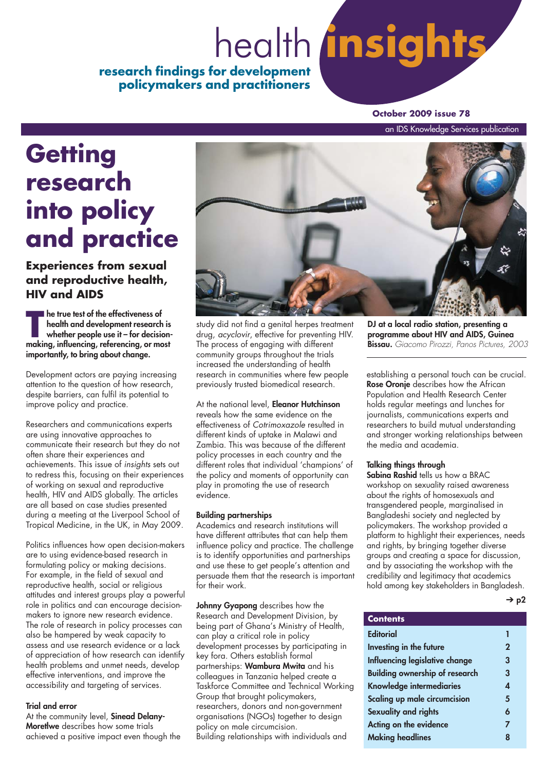# health insights

**research findings for development policymakers and practitioners**

**October 2009 issue 78**

an IDS Knowledge Services publication

# Getting research into policy and practice

## Experiences from sexual and reproductive health, HIV and AIDS

**The true test of the effectiveness of health and development research is whether people use it – for decision-making, influencing, referencing, or most importantly, to bring about change.**

Development actors are paying increasing attention to the question of how research, despite barriers, can fulfil its potential to improve policy and practice.

Researchers and communications experts are using innovative approaches to communicate their research but they do not often share their experiences and achievements. This issue of *insights* sets out to redress this, focusing on their experiences of working on sexual and reproductive health, HIV and AIDS globally. The articles are all based on case studies presented during a meeting at the Liverpool School of Tropical Medicine, in the UK, in May 2009.

Politics influences how open decision-makers are to using evidence-based research in formulating policy or making decisions. For example, in the field of sexual and reproductive health, social or religious attitudes and interest groups play a powerful role in politics and can encourage decision-makers to ignore new research evidence. The role of research in policy processes can also be hampered by weak capacity to assess and use research evidence or a lack of appreciation of how research can identify health problems and unmet needs, develop effective interventions, and improve the accessibility and targeting of services.

### Trial and error

At the community level, **Sinead Delany-Moretlwe** describes how some trials achieved a positive impact even though the study did not find a genital herpes treatment drug, *acyclovir*, effective for preventing HIV. The process of engaging with different community groups throughout the trials increased the understanding of health research in communities where few people previously trusted biomedical research.

At the national level, **Eleanor Hutchinson** reveals how the same evidence on the effectiveness of *Cotrimoxazole* resulted in different kinds of uptake in Malawi and Zambia. This was because of the different policy processes in each country and the different roles that individual 'champions' of the policy and moments of opportunity can play in promoting the use of research evidence.

### Building partnerships

Academics and research institutions will have different attributes that can help them influence policy and practice. The challenge is to identify opportunities and partnerships and use these to get people's attention and persuade them that the research is important for their work.

**Johnny Gyapong** describes how the Research and Development Division, by being part of Ghana's Ministry of Health, can play a critical role in policy development processes by participating in key fora. Others establish formal partnerships: **Wambura Mwita** and his colleagues in Tanzania helped create a Taskforce Committee and Technical Working Group that brought policymakers, researchers, donors and non-government organisations (NGOs) together to design policy on male circumcision.

Building relationships with individuals and establishing a personal touch can be crucial. **Rose Oronje** describes how the African Population and Health Research Center holds regular meetings and lunches for journalists, communications experts and researchers to build mutual understanding and stronger working relationships between the media and academia.

**DJ at a local radio station, presenting a programme about HIV and AIDS, Guinea Bissau.** *Giacomo Pirozzi, Panos Pictures, 2003*

### Talking things through

**Sabina Rashid** tells us how a BRAC workshop on sexuality raised awareness about the rights of homosexuals and transgendered people, marginalised in Bangladeshi society and neglected by policymakers. The workshop provided a platform to highlight their experiences, needs and rights, by bringing together diverse groups and creating a space for discussion, and by associating the workshop with the credibility and legitimacy that academics hold among key stakeholders in Bangladesh.

→ p2

| Contents | |
|---|---|
| Editorial | 1 |
| Investing in the future | 2 |
| Influencing legislative change | 3 |
| Building ownership of research | 3 |
| Knowledge intermediaries | 4 |
| Scaling up male circumcision | 5 |
| Sexuality and rights | 6 |
| Acting on the evidence | 7 |
| Making headlines | 8 |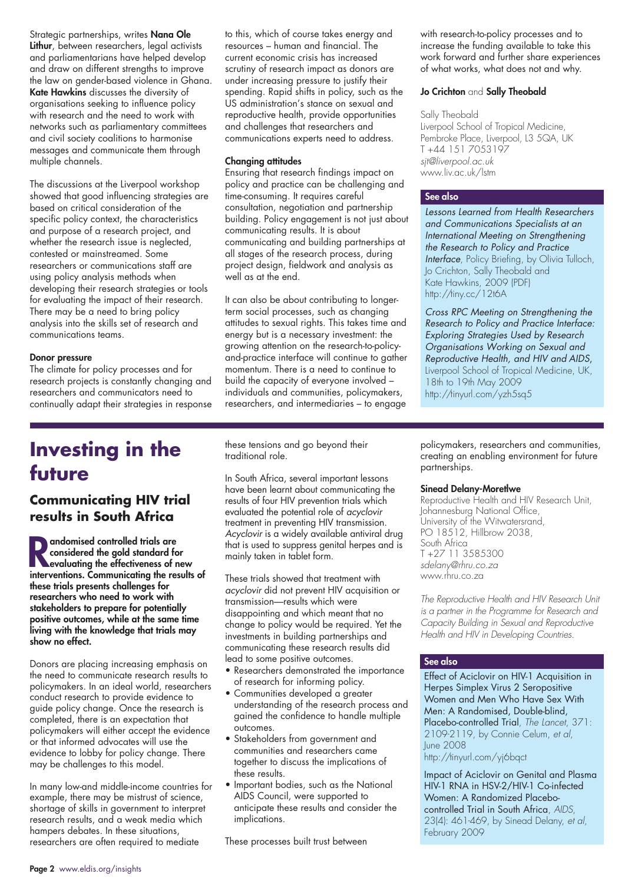Strategic partnerships, writes **Nana Ole Lithur**, between researchers, legal activists and parliamentarians have helped develop and draw on different strengths to improve the law on gender-based violence in Ghana. **Kate Hawkins** discusses the diversity of organisations seeking to influence policy with research and the need to work with networks such as parliamentary committees and civil society coalitions to harmonise messages and communicate them through multiple channels.

The discussions at the Liverpool workshop showed that good influencing strategies are based on critical consideration of the specific policy context, the characteristics and purpose of a research project, and whether the research issue is neglected, contested or mainstreamed. Some researchers or communications staff are using policy analysis methods when developing their research strategies or tools for evaluating the impact of their research. There may be a need to bring policy analysis into the skills set of research and communications teams.

#### Donor pressure

The climate for policy processes and for research projects is constantly changing and researchers and communicators need to continually adapt their strategies in response to this, which of course takes energy and resources – human and financial. The current economic crisis has increased scrutiny of research impact as donors are under increasing pressure to justify their spending. Rapid shifts in policy, such as the US administration's stance on sexual and reproductive health, provide opportunities and challenges that researchers and communications experts need to address.

#### Changing attitudes

Ensuring that research findings impact on policy and practice can be challenging and time-consuming. It requires careful consultation, negotiation and partnership building. Policy engagement is not just about communicating results. It is about communicating and building partnerships at all stages of the research process, during project design, fieldwork and analysis as well as at the end.

It can also be about contributing to longer-term social processes, such as changing attitudes to sexual rights. This takes time and energy but is a necessary investment: the growing attention on the research-to-policy-and-practice interface will continue to gather momentum. There is a need to continue to build the capacity of everyone involved – individuals and communities, policymakers, researchers, and intermediaries – to engage with research-to-policy processes and to increase the funding available to take this work forward and further share experiences of what works, what does not and why.

**Jo Crichton** and **Sally Theobald**

Sally Theobald
Liverpool School of Tropical Medicine,
Pembroke Place, Liverpool, L3 5QA, UK
T +44 151 7053197
*sjt@liverpool.ac.uk*
www.liv.ac.uk/lstm

#### See also

*Lessons Learned from Health Researchers and Communications Specialists at an International Meeting on Strengthening the Research to Policy and Practice Interface*, Policy Briefing, by Olivia Tulloch, Jo Crichton, Sally Theobald and Kate Hawkins, 2009 (PDF)
http://tiny.cc/12t6A

*Cross RPC Meeting on Strengthening the Research to Policy and Practice Interface: Exploring Strategies Used by Research Organisations Working on Sexual and Reproductive Health, and HIV and AIDS*, Liverpool School of Tropical Medicine, UK, 18th to 19th May 2009
http://tinyurl.com/yzh5sq5

# Investing in the future

## Communicating HIV trial results in South Africa

**Randomised controlled trials are considered the gold standard for evaluating the effectiveness of new interventions. Communicating the results of these trials presents challenges for researchers who need to work with stakeholders to prepare for potentially positive outcomes, while at the same time living with the knowledge that trials may show no effect.**

Donors are placing increasing emphasis on the need to communicate research results to policymakers. In an ideal world, researchers conduct research to provide evidence to guide policy change. Once the research is completed, there is an expectation that policymakers will either accept the evidence or that informed advocates will use the evidence to lobby for policy change. There may be challenges to this model.

In many low-and middle-income countries for example, there may be mistrust of science, shortage of skills in government to interpret research results, and a weak media which hampers debates. In these situations, researchers are often required to mediate these tensions and go beyond their traditional role.

In South Africa, several important lessons have been learnt about communicating the results of four HIV prevention trials which evaluated the potential role of *acyclovir* treatment in preventing HIV transmission. *Acyclovir* is a widely available antiviral drug that is used to suppress genital herpes and is mainly taken in tablet form.

These trials showed that treatment with *acyclovir* did not prevent HIV acquisition or transmission—results which were disappointing and which meant that no change to policy would be required. Yet the investments in building partnerships and communicating these research results did lead to some positive outcomes.

- Researchers demonstrated the importance of research for informing policy.
- Communities developed a greater understanding of the research process and gained the confidence to handle multiple outcomes.
- Stakeholders from government and communities and researchers came together to discuss the implications of these results.
- Important bodies, such as the National AIDS Council, were supported to anticipate these results and consider the implications.

These processes built trust between policymakers, researchers and communities, creating an enabling environment for future partnerships.

**Sinead Delany-Moretlwe**

Reproductive Health and HIV Research Unit,
Johannesburg National Office,
University of the Witwatersrand,
PO 18512, Hillbrow 2038,
South Africa
T +27 11 3585300
*sdelany@rhru.co.za*
www.rhru.co.za

*The Reproductive Health and HIV Research Unit is a partner in the Programme for Research and Capacity Building in Sexual and Reproductive Health and HIV in Developing Countries.*

#### See also

Effect of Aciclovir on HIV-1 Acquisition in Herpes Simplex Virus 2 Seropositive Women and Men Who Have Sex With Men: A Randomised, Double-blind, Placebo-controlled Trial, *The Lancet*, 371: 2109-2119, by Connie Celum, *et al*, June 2008
http://tinyurl.com/yj6bqct

Impact of Aciclovir on Genital and Plasma HIV-1 RNA in HSV-2/HIV-1 Co-infected Women: A Randomized Placebo-controlled Trial in South Africa, *AIDS*, 23(4): 461-469, by Sinead Delany, *et al*, February 2009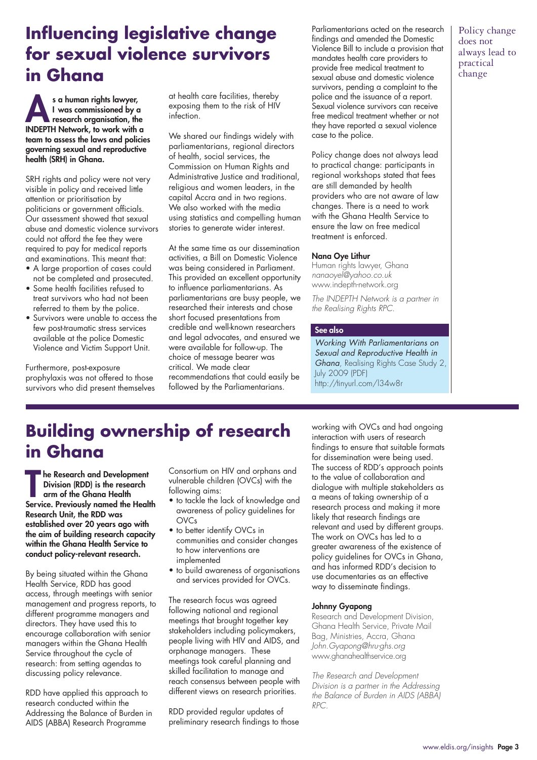# Influencing legislative change for sexual violence survivors in Ghana

**As a human rights lawyer, I was commissioned by a research organisation, the INDEPTH Network, to work with a team to assess the laws and policies governing sexual and reproductive health (SRH) in Ghana.**

SRH rights and policy were not very visible in policy and received little attention or prioritisation by politicians or government officials. Our assessment showed that sexual abuse and domestic violence survivors could not afford the fee they were required to pay for medical reports and examinations. This meant that:

- A large proportion of cases could not be completed and prosecuted.
- Some health facilities refused to treat survivors who had not been referred to them by the police.
- Survivors were unable to access the few post-traumatic stress services available at the police Domestic Violence and Victim Support Unit.

Furthermore, post-exposure prophylaxis was not offered to those survivors who did present themselves at health care facilities, thereby exposing them to the risk of HIV infection.

We shared our findings widely with parliamentarians, regional directors of health, social services, the Commission on Human Rights and Administrative Justice and traditional, religious and women leaders, in the capital Accra and in two regions. We also worked with the media using statistics and compelling human stories to generate wider interest.

At the same time as our dissemination activities, a Bill on Domestic Violence was being considered in Parliament. This provided an excellent opportunity to influence parliamentarians. As parliamentarians are busy people, we researched their interests and chose short focused presentations from credible and well-known researchers and legal advocates, and ensured we were available for follow-up. The choice of message bearer was critical. We made clear recommendations that could easily be followed by the Parliamentarians.

Parliamentarians acted on the research findings and amended the Domestic Violence Bill to include a provision that mandates health care providers to provide free medical treatment to sexual abuse and domestic violence survivors, pending a complaint to the police and the issuance of a report. Sexual violence survivors can receive free medical treatment whether or not they have reported a sexual violence case to the police.

Policy change does not always lead to practical change: participants in regional workshops stated that fees are still demanded by health providers who are not aware of law changes. There is a need to work with the Ghana Health Service to ensure the law on free medical treatment is enforced.

**Nana Oye Lithur**
Human rights lawyer, Ghana
*nanaoyel@yahoo.co.uk*
www.indepth-network.org

*The INDEPTH Network is a partner in the Realising Rights RPC.*

> Policy change does not always lead to practical change

**See also**

*Working With Parliamentarians on Sexual and Reproductive Health in Ghana*, Realising Rights Case Study 2, July 2009 (PDF)
http://tinyurl.com/l34w8r

# Building ownership of research in Ghana

**The Research and Development Division (RDD) is the research arm of the Ghana Health Service. Previously named the Health Research Unit, the RDD was established over 20 years ago with the aim of building research capacity within the Ghana Health Service to conduct policy-relevant research.**

By being situated within the Ghana Health Service, RDD has good access, through meetings with senior management and progress reports, to different programme managers and directors. They have used this to encourage collaboration with senior managers within the Ghana Health Service throughout the cycle of research: from setting agendas to discussing policy relevance.

RDD have applied this approach to research conducted within the Addressing the Balance of Burden in AIDS (ABBA) Research Programme Consortium on HIV and orphans and vulnerable children (OVCs) with the following aims:

- to tackle the lack of knowledge and awareness of policy guidelines for OVCs
- to better identify OVCs in communities and consider changes to how interventions are implemented
- to build awareness of organisations and services provided for OVCs.

The research focus was agreed following national and regional meetings that brought together key stakeholders including policymakers, people living with HIV and AIDS, and orphanage managers. These meetings took careful planning and skilled facilitation to manage and reach consensus between people with different views on research priorities.

RDD provided regular updates of preliminary research findings to those working with OVCs and had ongoing interaction with users of research findings to ensure that suitable formats for dissemination were being used. The success of RDD's approach points to the value of collaboration and dialogue with multiple stakeholders as a means of taking ownership of a research process and making it more likely that research findings are relevant and used by different groups. The work on OVCs has led to a greater awareness of the existence of policy guidelines for OVCs in Ghana, and has informed RDD's decision to use documentaries as an effective way to disseminate findings.

**Johnny Gyapong**
Research and Development Division, Ghana Health Service, Private Mail Bag, Ministries, Accra, Ghana
*John.Gyapong@hru-ghs.org*
www.ghanahealthservice.org

*The Research and Development Division is a partner in the Addressing the Balance of Burden in AIDS (ABBA) RPC.*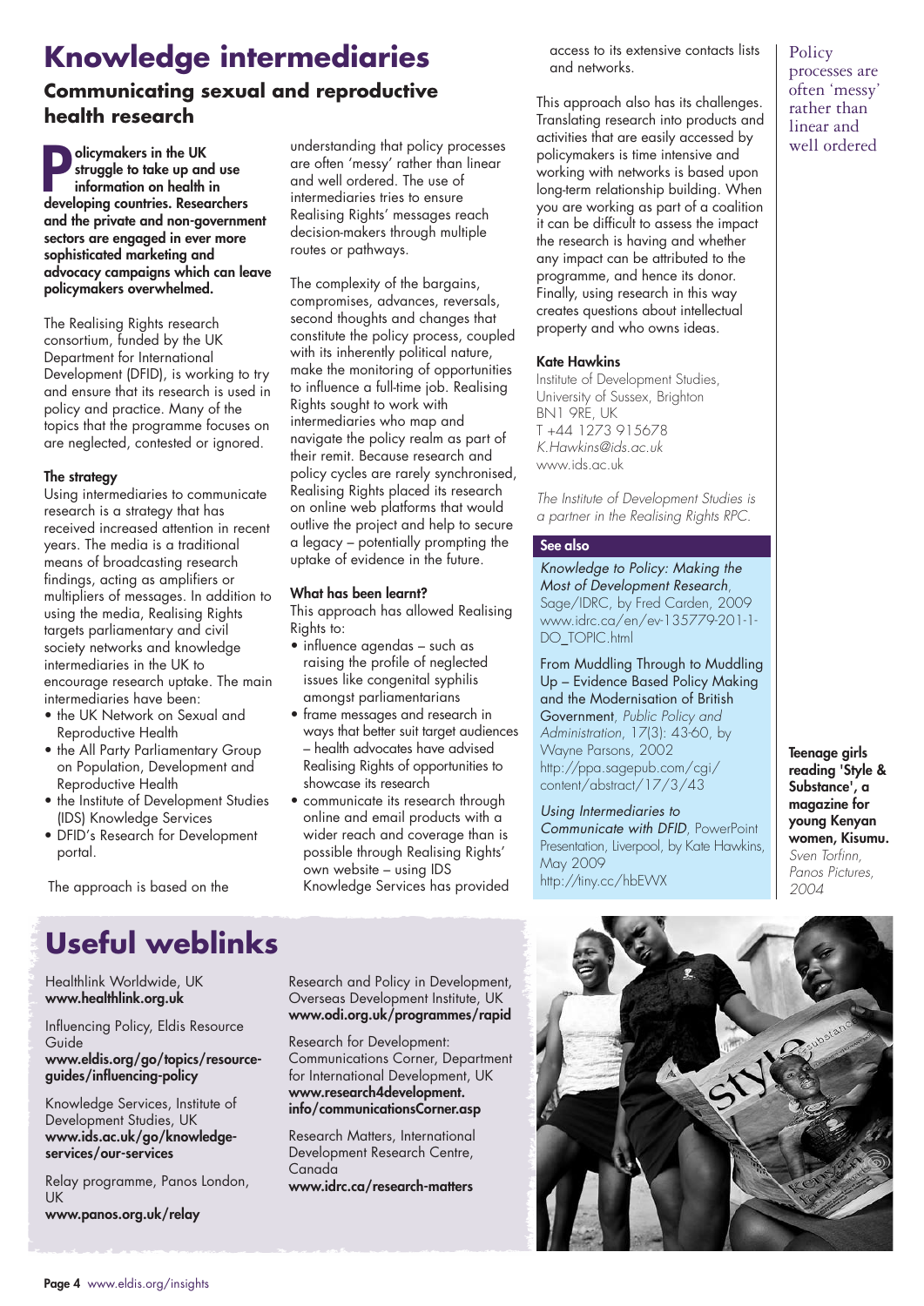# Knowledge intermediaries

## Communicating sexual and reproductive health research

**Policymakers in the UK struggle to take up and use information on health in developing countries. Researchers and the private and non-government sectors are engaged in ever more sophisticated marketing and advocacy campaigns which can leave policymakers overwhelmed.**

The Realising Rights research consortium, funded by the UK Department for International Development (DFID), is working to try and ensure that its research is used in policy and practice. Many of the topics that the programme focuses on are neglected, contested or ignored.

### The strategy

Using intermediaries to communicate research is a strategy that has received increased attention in recent years. The media is a traditional means of broadcasting research findings, acting as amplifiers or multipliers of messages. In addition to using the media, Realising Rights targets parliamentary and civil society networks and knowledge intermediaries in the UK to encourage research uptake. The main intermediaries have been:

- the UK Network on Sexual and Reproductive Health
- the All Party Parliamentary Group on Population, Development and Reproductive Health
- the Institute of Development Studies (IDS) Knowledge Services
- DFID's Research for Development portal.

The approach is based on the understanding that policy processes are often 'messy' rather than linear and well ordered. The use of intermediaries tries to ensure Realising Rights' messages reach decision-makers through multiple routes or pathways.

The complexity of the bargains, compromises, advances, reversals, second thoughts and changes that constitute the policy process, coupled with its inherently political nature, make the monitoring of opportunities to influence a full-time job. Realising Rights sought to work with intermediaries who map and navigate the policy realm as part of their remit. Because research and policy cycles are rarely synchronised, Realising Rights placed its research on online web platforms that would outlive the project and help to secure a legacy – potentially prompting the uptake of evidence in the future.

### What has been learnt?

This approach has allowed Realising Rights to:

- influence agendas – such as raising the profile of neglected issues like congenital syphilis amongst parliamentarians
- frame messages and research in ways that better suit target audiences – health advocates have advised Realising Rights of opportunities to showcase its research
- communicate its research through online and email products with a wider reach and coverage than is possible through Realising Rights' own website – using IDS Knowledge Services has provided access to its extensive contacts lists and networks.

This approach also has its challenges. Translating research into products and activities that are easily accessed by policymakers is time intensive and working with networks is based upon long-term relationship building. When you are working as part of a coalition it can be difficult to assess the impact the research is having and whether any impact can be attributed to the programme, and hence its donor. Finally, using research in this way creates questions about intellectual property and who owns ideas.

**Kate Hawkins**
Institute of Development Studies, University of Sussex, Brighton BN1 9RE, UK
T +44 1273 915678
*K.Hawkins@ids.ac.uk*
www.ids.ac.uk

*The Institute of Development Studies is a partner in the Realising Rights RPC.*

Policy processes are often 'messy' rather than linear and well ordered

### See also

*Knowledge to Policy: Making the Most of Development Research*, Sage/IDRC, by Fred Carden, 2009
www.idrc.ca/en/ev-135779-201-1-DO_TOPIC.html

From Muddling Through to Muddling Up – Evidence Based Policy Making and the Modernisation of British Government, *Public Policy and Administration*, 17(3): 43-60, by Wayne Parsons, 2002
http://ppa.sagepub.com/cgi/content/abstract/17/3/43

*Using Intermediaries to Communicate with DFID*, PowerPoint Presentation, Liverpool, by Kate Hawkins, May 2009
http://tiny.cc/hbEWX

**Teenage girls reading 'Style & Substance', a magazine for young Kenyan women, Kisumu.** *Sven Torfinn, Panos Pictures, 2004*

# Useful weblinks

Healthlink Worldwide, UK
**www.healthlink.org.uk**

Influencing Policy, Eldis Resource Guide
**www.eldis.org/go/topics/resource-guides/influencing-policy**

Knowledge Services, Institute of Development Studies, UK
**www.ids.ac.uk/go/knowledge-services/our-services**

Relay programme, Panos London, UK
**www.panos.org.uk/relay**

Research and Policy in Development, Overseas Development Institute, UK
**www.odi.org.uk/programmes/rapid**

Research for Development: Communications Corner, Department for International Development, UK
**www.research4development.info/communicationsCorner.asp**

Research Matters, International Development Research Centre, Canada
**www.idrc.ca/research-matters**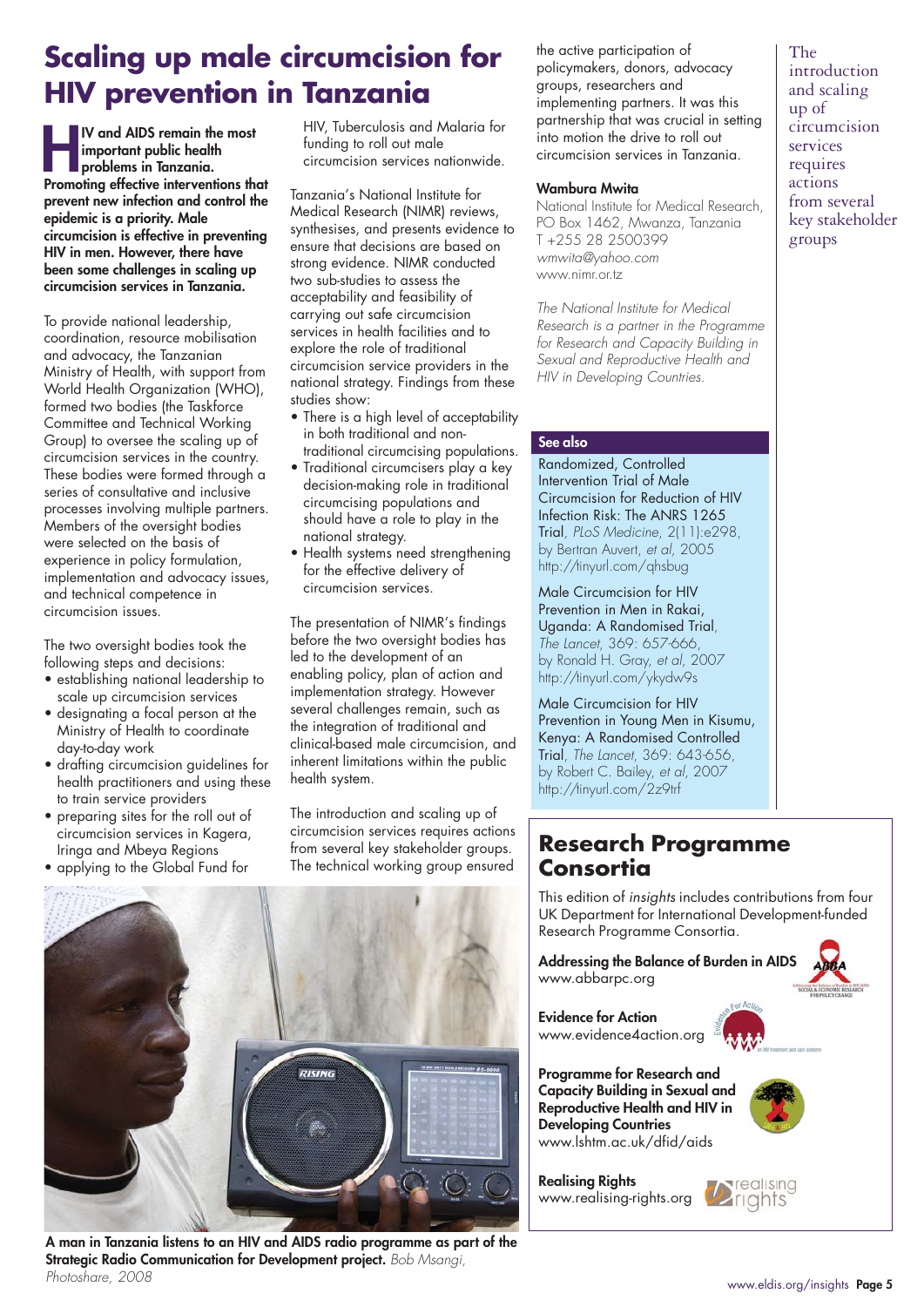# Scaling up male circumcision for HIV prevention in Tanzania

**HIV and AIDS remain the most important public health problems in Tanzania. Promoting effective interventions that prevent new infection and control the epidemic is a priority. Male circumcision is effective in preventing HIV in men. However, there have been some challenges in scaling up circumcision services in Tanzania.**

To provide national leadership, coordination, resource mobilisation and advocacy, the Tanzanian Ministry of Health, with support from World Health Organization (WHO), formed two bodies (the Taskforce Committee and Technical Working Group) to oversee the scaling up of circumcision services in the country. These bodies were formed through a series of consultative and inclusive processes involving multiple partners. Members of the oversight bodies were selected on the basis of experience in policy formulation, implementation and advocacy issues, and technical competence in circumcision issues.

The two oversight bodies took the following steps and decisions:

- establishing national leadership to scale up circumcision services
- designating a focal person at the Ministry of Health to coordinate day-to-day work
- drafting circumcision guidelines for health practitioners and using these to train service providers
- preparing sites for the roll out of circumcision services in Kagera, Iringa and Mbeya Regions
- applying to the Global Fund for HIV, Tuberculosis and Malaria for funding to roll out male circumcision services nationwide.

Tanzania's National Institute for Medical Research (NIMR) reviews, synthesises, and presents evidence to ensure that decisions are based on strong evidence. NIMR conducted two sub-studies to assess the acceptability and feasibility of carrying out safe circumcision services in health facilities and to explore the role of traditional circumcision service providers in the national strategy. Findings from these studies show:

- There is a high level of acceptability in both traditional and non-traditional circumcising populations.
- Traditional circumcisers play a key decision-making role in traditional circumcising populations and should have a role to play in the national strategy.
- Health systems need strengthening for the effective delivery of circumcision services.

The presentation of NIMR's findings before the two oversight bodies has led to the development of an enabling policy, plan of action and implementation strategy. However several challenges remain, such as the integration of traditional and clinical-based male circumcision, and inherent limitations within the public health system.

The introduction and scaling up of circumcision services requires actions from several key stakeholder groups. The technical working group ensured the active participation of policymakers, donors, advocacy groups, researchers and implementing partners. It was this partnership that was crucial in setting into motion the drive to roll out circumcision services in Tanzania.

**Wambura Mwita**
National Institute for Medical Research, PO Box 1462, Mwanza, Tanzania
T +255 28 2500399
*wmwita@yahoo.com*
www.nimr.or.tz

*The National Institute for Medical Research is a partner in the Programme for Research and Capacity Building in Sexual and Reproductive Health and HIV in Developing Countries.*

The introduction and scaling up of circumcision services requires actions from several key stakeholder groups

**A man in Tanzania listens to an HIV and AIDS radio programme as part of the Strategic Radio Communication for Development project.** *Bob Msangi, Photoshare, 2008*

## See also

Randomized, Controlled Intervention Trial of Male Circumcision for Reduction of HIV Infection Risk: The ANRS 1265 Trial, *PLoS Medicine*, 2(11):e298, by Bertran Auvert, *et al*, 2005
http://tinyurl.com/qhsbug

Male Circumcision for HIV Prevention in Men in Rakai, Uganda: A Randomised Trial, *The Lancet*, 369: 657-666, by Ronald H. Gray, *et al*, 2007
http://tinyurl.com/ykydw9s

Male Circumcision for HIV Prevention in Young Men in Kisumu, Kenya: A Randomised Controlled Trial, *The Lancet*, 369: 643-656, by Robert C. Bailey, *et al*, 2007
http://tinyurl.com/2z9trf

## Research Programme Consortia

This edition of *insights* includes contributions from four UK Department for International Development-funded Research Programme Consortia.

**Addressing the Balance of Burden in AIDS**
www.abbarpc.org

**Evidence for Action**
www.evidence4action.org

**Programme for Research and Capacity Building in Sexual and Reproductive Health and HIV in Developing Countries**
www.lshtm.ac.uk/dfid/aids

**Realising Rights**
www.realising-rights.org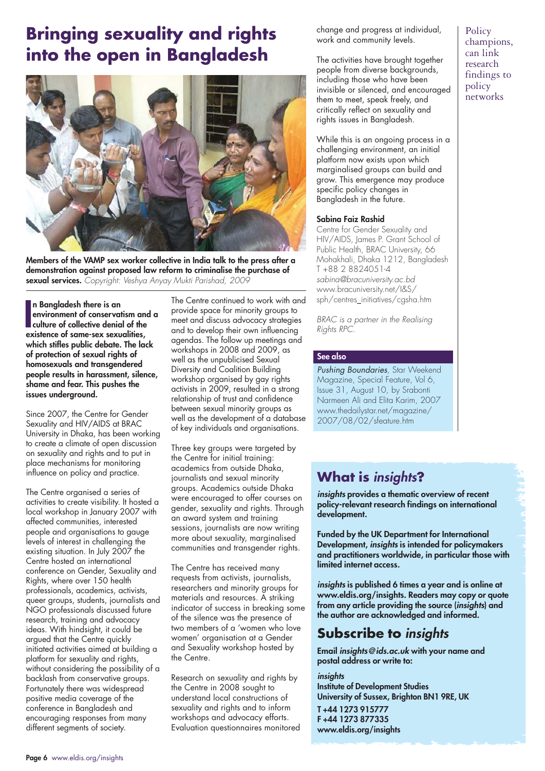# Bringing sexuality and rights into the open in Bangladesh

**Members of the VAMP sex worker collective in India talk to the press after a demonstration against proposed law reform to criminalise the purchase of sexual services.** *Copyright: Veshya Anyay Mukti Parishad, 2009*

**In Bangladesh there is an environment of conservatism and a culture of collective denial of the existence of same-sex sexualities, which stifles public debate. The lack of protection of sexual rights of homosexuals and transgendered people results in harassment, silence, shame and fear. This pushes the issues underground.**

Since 2007, the Centre for Gender Sexuality and HIV/AIDS at BRAC University in Dhaka, has been working to create a climate of open discussion on sexuality and rights and to put in place mechanisms for monitoring influence on policy and practice.

The Centre organised a series of activities to create visibility. It hosted a local workshop in January 2007 with affected communities, interested people and organisations to gauge levels of interest in challenging the existing situation. In July 2007 the Centre hosted an international conference on Gender, Sexuality and Rights, where over 150 health professionals, academics, activists, queer groups, students, journalists and NGO professionals discussed future research, training and advocacy ideas. With hindsight, it could be argued that the Centre quickly initiated activities aimed at building a platform for sexuality and rights, without considering the possibility of a backlash from conservative groups. Fortunately there was widespread positive media coverage of the conference in Bangladesh and encouraging responses from many different segments of society.

The Centre continued to work with and provide space for minority groups to meet and discuss advocacy strategies and to develop their own influencing agendas. The follow up meetings and workshops in 2008 and 2009, as well as the unpublicised Sexual Diversity and Coalition Building workshop organised by gay rights activists in 2009, resulted in a strong relationship of trust and confidence between sexual minority groups as well as the development of a database of key individuals and organisations.

Three key groups were targeted by the Centre for initial training: academics from outside Dhaka, journalists and sexual minority groups. Academics outside Dhaka were encouraged to offer courses on gender, sexuality and rights. Through an award system and training sessions, journalists are now writing more about sexuality, marginalised communities and transgender rights.

The Centre has received many requests from activists, journalists, researchers and minority groups for materials and resources. A striking indicator of success in breaking some of the silence was the presence of two members of a 'women who love women' organisation at a Gender and Sexuality workshop hosted by the Centre.

Research on sexuality and rights by the Centre in 2008 sought to understand local constructions of sexuality and rights and to inform workshops and advocacy efforts. Evaluation questionnaires monitored change and progress at individual, work and community levels.

The activities have brought together people from diverse backgrounds, including those who have been invisible or silenced, and encouraged them to meet, speak freely, and critically reflect on sexuality and rights issues in Bangladesh.

While this is an ongoing process in a challenging environment, an initial platform now exists upon which marginalised groups can build and grow. This emergence may produce specific policy changes in Bangladesh in the future.

Policy champions, can link research findings to policy networks

**Sabina Faiz Rashid**
Centre for Gender Sexuality and HIV/AIDS, James P. Grant School of Public Health, BRAC University, 66 Mohakhali, Dhaka 1212, Bangladesh
T +88 2 8824051-4
*sabina@bracuniversity.ac.bd*
www.bracuniversity.net/I&S/sph/centres_initiatives/cgsha.htm

*BRAC is a partner in the Realising Rights RPC.*

### See also

*Pushing Boundaries*, Star Weekend Magazine, Special Feature, Vol 6, Issue 31, August 10, by Srabonti Narmeen Ali and Elita Karim, 2007
www.thedailystar.net/magazine/2007/08/02/sfeature.htm

## What is *insights*?

***insights* provides a thematic overview of recent policy-relevant research findings on international development.**

**Funded by the UK Department for International Development, *insights* is intended for policymakers and practitioners worldwide, in particular those with limited internet access.**

***insights* is published 6 times a year and is online at www.eldis.org/insights. Readers may copy or quote from any article providing the source (*insights*) and the author are acknowledged and informed.**

## Subscribe to *insights*

**Email *insights@ids.ac.uk* with your name and postal address or write to:**

***insights***
**Institute of Development Studies**
**University of Sussex, Brighton BN1 9RE, UK**
**T +44 1273 915777**
**F +44 1273 877335**
**www.eldis.org/insights**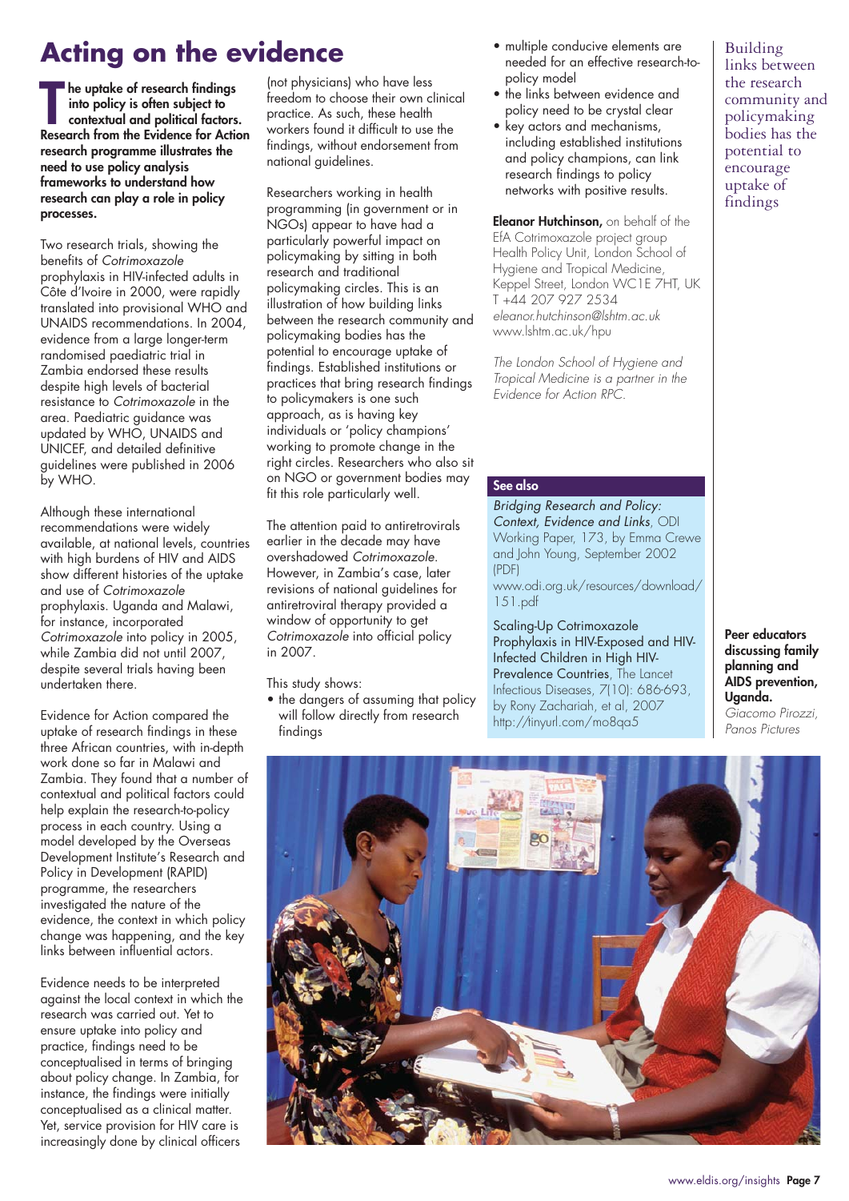# Acting on the evidence

**The uptake of research findings into policy is often subject to contextual and political factors. Research from the Evidence for Action research programme illustrates the need to use policy analysis frameworks to understand how research can play a role in policy processes.**

Two research trials, showing the benefits of *Cotrimoxazole* prophylaxis in HIV-infected adults in Côte d'Ivoire in 2000, were rapidly translated into provisional WHO and UNAIDS recommendations. In 2004, evidence from a large longer-term randomised paediatric trial in Zambia endorsed these results despite high levels of bacterial resistance to *Cotrimoxazole* in the area. Paediatric guidance was updated by WHO, UNAIDS and UNICEF, and detailed definitive guidelines were published in 2006 by WHO.

Although these international recommendations were widely available, at national levels, countries with high burdens of HIV and AIDS show different histories of the uptake and use of *Cotrimoxazole* prophylaxis. Uganda and Malawi, for instance, incorporated *Cotrimoxazole* into policy in 2005, while Zambia did not until 2007, despite several trials having been undertaken there.

Evidence for Action compared the uptake of research findings in these three African countries, with in-depth work done so far in Malawi and Zambia. They found that a number of contextual and political factors could help explain the research-to-policy process in each country. Using a model developed by the Overseas Development Institute's Research and Policy in Development (RAPID) programme, the researchers investigated the nature of the evidence, the context in which policy change was happening, and the key links between influential actors.

Evidence needs to be interpreted against the local context in which the research was carried out. Yet to ensure uptake into policy and practice, findings need to be conceptualised in terms of bringing about policy change. In Zambia, for instance, the findings were initially conceptualised as a clinical matter. Yet, service provision for HIV care is increasingly done by clinical officers (not physicians) who have less freedom to choose their own clinical practice. As such, these health workers found it difficult to use the findings, without endorsement from national guidelines.

Researchers working in health programming (in government or in NGOs) appear to have had a particularly powerful impact on policymaking by sitting in both research and traditional policymaking circles. This is an illustration of how building links between the research community and policymaking bodies has the potential to encourage uptake of findings. Established institutions or practices that bring research findings to policymakers is one such approach, as is having key individuals or 'policy champions' working to promote change in the right circles. Researchers who also sit on NGO or government bodies may fit this role particularly well.

The attention paid to antiretrovirals earlier in the decade may have overshadowed *Cotrimoxazole*. However, in Zambia's case, later revisions of national guidelines for antiretroviral therapy provided a window of opportunity to get *Cotrimoxazole* into official policy in 2007.

This study shows:

- the dangers of assuming that policy will follow directly from research findings
- multiple conducive elements are needed for an effective research-to-policy model
- the links between evidence and policy need to be crystal clear
- key actors and mechanisms, including established institutions and policy champions, can link research findings to policy networks with positive results.

**Eleanor Hutchinson,** on behalf of the EfA Cotrimoxazole project group
Health Policy Unit, London School of Hygiene and Tropical Medicine, Keppel Street, London WC1E 7HT, UK
T +44 207 927 2534
*eleanor.hutchinson@lshtm.ac.uk*
www.lshtm.ac.uk/hpu

*The London School of Hygiene and Tropical Medicine is a partner in the Evidence for Action RPC.*

Building links between the research community and policymaking bodies has the potential to encourage uptake of findings

## See also

*Bridging Research and Policy: Context, Evidence and Links*, ODI Working Paper, 173, by Emma Crewe and John Young, September 2002 (PDF)
www.odi.org.uk/resources/download/151.pdf

Scaling-Up Cotrimoxazole Prophylaxis in HIV-Exposed and HIV-Infected Children in High HIV-Prevalence Countries, The Lancet Infectious Diseases, 7(10): 686-693, by Rony Zachariah, et al, 2007
http://tinyurl.com/mo8qa5

**Peer educators discussing family planning and AIDS prevention, Uganda.**
*Giacomo Pirozzi, Panos Pictures*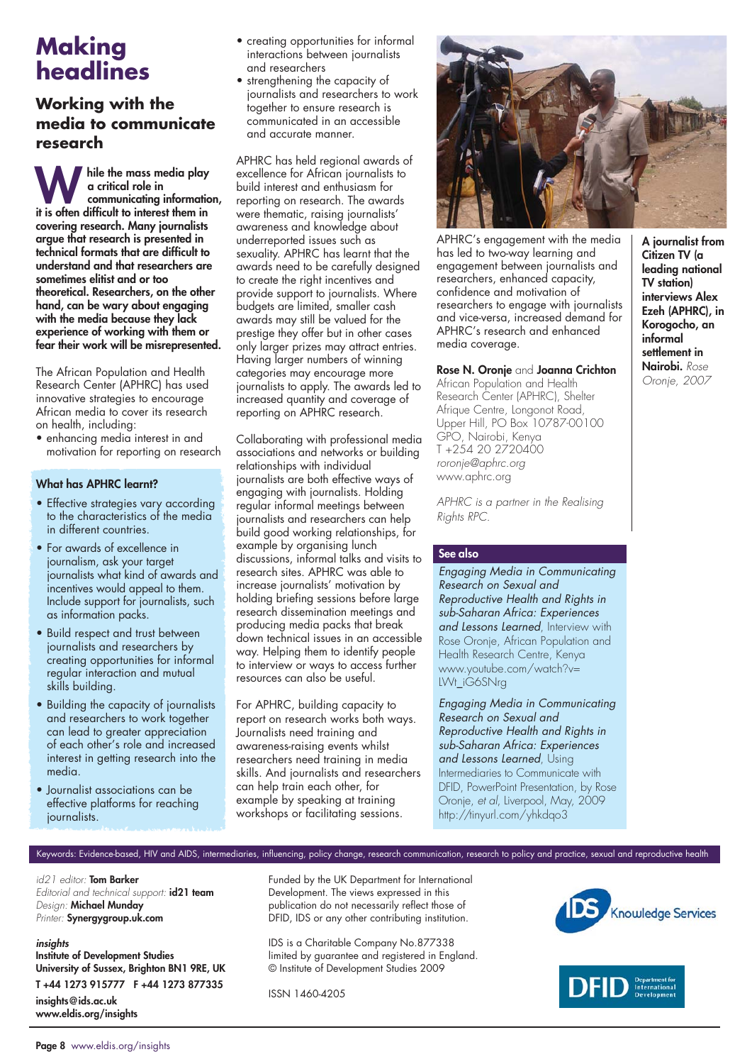# Making headlines

## Working with the media to communicate research

**While the mass media play a critical role in communicating information, it is often difficult to interest them in covering research. Many journalists argue that research is presented in technical formats that are difficult to understand and that researchers are sometimes elitist and or too theoretical. Researchers, on the other hand, can be wary about engaging with the media because they lack experience of working with them or fear their work will be misrepresented.**

The African Population and Health Research Center (APHRC) has used innovative strategies to encourage African media to cover its research on health, including:

- enhancing media interest in and motivation for reporting on research
- creating opportunities for informal interactions between journalists and researchers
- strengthening the capacity of journalists and researchers to work together to ensure research is communicated in an accessible and accurate manner.

APHRC has held regional awards of excellence for African journalists to build interest and enthusiasm for reporting on research. The awards were thematic, raising journalists' awareness and knowledge about underreported issues such as sexuality. APHRC has learnt that the awards need to be carefully designed to create the right incentives and provide support to journalists. Where budgets are limited, smaller cash awards may still be valued for the prestige they offer but in other cases only larger prizes may attract entries. Having larger numbers of winning categories may encourage more journalists to apply. The awards led to increased quantity and coverage of reporting on APHRC research.

Collaborating with professional media associations and networks or building relationships with individual journalists are both effective ways of engaging with journalists. Holding regular informal meetings between journalists and researchers can help build good working relationships, for example by organising lunch discussions, informal talks and visits to research sites. APHRC was able to increase journalists' motivation by holding briefing sessions before large research dissemination meetings and producing media packs that break down technical issues in an accessible way. Helping them to identify people to interview or ways to access further resources can also be useful.

For APHRC, building capacity to report on research works both ways. Journalists need training and awareness-raising events whilst researchers need training in media skills. And journalists and researchers can help train each other, for example by speaking at training workshops or facilitating sessions.

APHRC's engagement with the media has led to two-way learning and engagement between journalists and researchers, enhanced capacity, confidence and motivation of researchers to engage with journalists and vice-versa, increased demand for APHRC's research and enhanced media coverage.

**A journalist from Citizen TV (a leading national TV station) interviews Alex Ezeh (APHRC), in Korogocho, an informal settlement in Nairobi.** *Rose Oronje, 2007*

### What has APHRC learnt?

- Effective strategies vary according to the characteristics of the media in different countries.
- For awards of excellence in journalism, ask your target journalists what kind of awards and incentives would appeal to them. Include support for journalists, such as information packs.
- Build respect and trust between journalists and researchers by creating opportunities for informal regular interaction and mutual skills building.
- Building the capacity of journalists and researchers to work together can lead to greater appreciation of each other's role and increased interest in getting research into the media.
- Journalist associations can be effective platforms for reaching journalists.

**Rose N. Oronje** and **Joanna Crichton**
African Population and Health Research Center (APHRC), Shelter Afrique Centre, Longonot Road, Upper Hill, PO Box 10787-00100 GPO, Nairobi, Kenya
T +254 20 2720400
*roronje@aphrc.org*
www.aphrc.org

*APHRC is a partner in the Realising Rights RPC.*

### See also

*Engaging Media in Communicating Research on Sexual and Reproductive Health and Rights in sub-Saharan Africa: Experiences and Lessons Learned*, Interview with Rose Oronje, African Population and Health Research Centre, Kenya
www.youtube.com/watch?v=LWt_iG6SNrg

*Engaging Media in Communicating Research on Sexual and Reproductive Health and Rights in sub-Saharan Africa: Experiences and Lessons Learned*, Using Intermediaries to Communicate with DFID, PowerPoint Presentation, by Rose Oronje, *et al*, Liverpool, May, 2009
http://tinyurl.com/yhkdqo3

Keywords: Evidence-based, HIV and AIDS, intermediaries, influencing, policy change, research communication, research to policy and practice, sexual and reproductive health

*id21 editor:* **Tom Barker**
*Editorial and technical support:* **id21 team**
*Design:* **Michael Munday**
*Printer:* **Synergygroup.uk.com**

***insights***
**Institute of Development Studies**
**University of Sussex, Brighton BN1 9RE, UK**
**T +44 1273 915777 F +44 1273 877335**
**insights@ids.ac.uk**
**www.eldis.org/insights**

Funded by the UK Department for International Development. The views expressed in this publication do not necessarily reflect those of DFID, IDS or any other contributing institution.

IDS is a Charitable Company No.877338 limited by guarantee and registered in England.
© Institute of Development Studies 2009

ISSN 1460-4205

IDS Knowledge Services

DFID Department for International Development